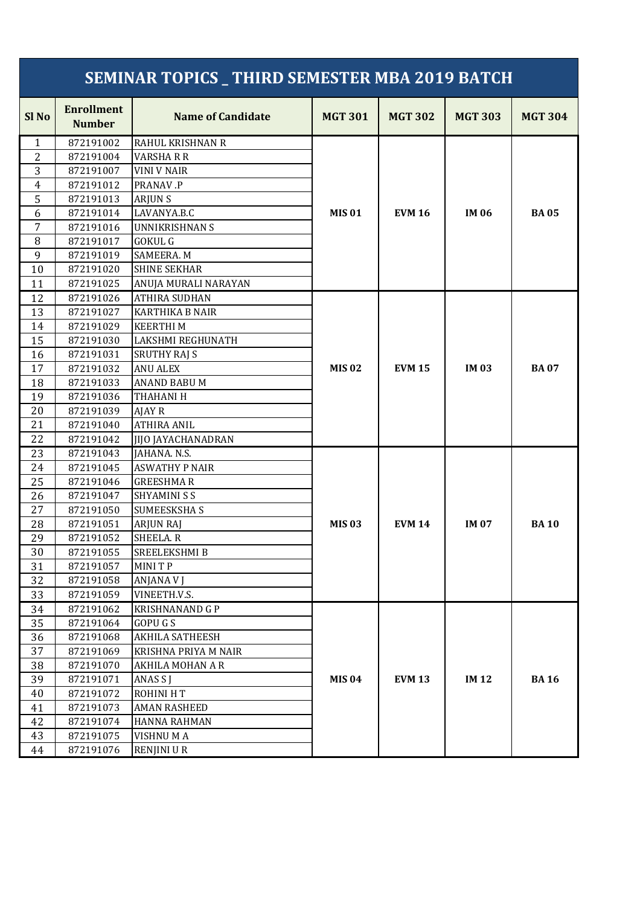# SEMINAR TOPICS _ THIRD SEMESTER MBA 2019 BATCH

| Sl No | Enrollment Number | Name of Candidate | MGT 301 | MGT 302 | MGT 303 | MGT 304 |
|---|---|---|---|---|---|---|
| 1 | 872191002 | RAHUL KRISHNAN R | MIS 01 | EVM 16 | IM 06 | BA 05 |
| 2 | 872191004 | VARSHA R R | | | | |
| 3 | 872191007 | VINI V NAIR | | | | |
| 4 | 872191012 | PRANAV .P | | | | |
| 5 | 872191013 | ARJUN S | | | | |
| 6 | 872191014 | LAVANYA.B.C | | | | |
| 7 | 872191016 | UNNIKRISHNAN S | | | | |
| 8 | 872191017 | GOKUL G | | | | |
| 9 | 872191019 | SAMEERA. M | | | | |
| 10 | 872191020 | SHINE SEKHAR | | | | |
| 11 | 872191025 | ANUJA MURALI NARAYAN | | | | |
| 12 | 872191026 | ATHIRA SUDHAN | MIS 02 | EVM 15 | IM 03 | BA 07 |
| 13 | 872191027 | KARTHIKA B NAIR | | | | |
| 14 | 872191029 | KEERTHI M | | | | |
| 15 | 872191030 | LAKSHMI REGHUNATH | | | | |
| 16 | 872191031 | SRUTHY RAJ S | | | | |
| 17 | 872191032 | ANU ALEX | | | | |
| 18 | 872191033 | ANAND BABU M | | | | |
| 19 | 872191036 | THAHANI H | | | | |
| 20 | 872191039 | AJAY R | | | | |
| 21 | 872191040 | ATHIRA ANIL | | | | |
| 22 | 872191042 | JIJO JAYACHANADRAN | | | | |
| 23 | 872191043 | JAHANA. N.S. | MIS 03 | EVM 14 | IM 07 | BA 10 |
| 24 | 872191045 | ASWATHY P NAIR | | | | |
| 25 | 872191046 | GREESHMA R | | | | |
| 26 | 872191047 | SHYAMINI S S | | | | |
| 27 | 872191050 | SUMEESKSHA S | | | | |
| 28 | 872191051 | ARJUN RAJ | | | | |
| 29 | 872191052 | SHEELA. R | | | | |
| 30 | 872191055 | SREELEKSHMI B | | | | |
| 31 | 872191057 | MINI T P | | | | |
| 32 | 872191058 | ANJANA V J | | | | |
| 33 | 872191059 | VINEETH.V.S. | | | | |
| 34 | 872191062 | KRISHNANAND G P | MIS 04 | EVM 13 | IM 12 | BA 16 |
| 35 | 872191064 | GOPU G S | | | | |
| 36 | 872191068 | AKHILA SATHEESH | | | | |
| 37 | 872191069 | KRISHNA PRIYA M NAIR | | | | |
| 38 | 872191070 | AKHILA MOHAN A R | | | | |
| 39 | 872191071 | ANAS S J | | | | |
| 40 | 872191072 | ROHINI H T | | | | |
| 41 | 872191073 | AMAN RASHEED | | | | |
| 42 | 872191074 | HANNA RAHMAN | | | | |
| 43 | 872191075 | VISHNU M A | | | | |
| 44 | 872191076 | RENJINI U R | | | | |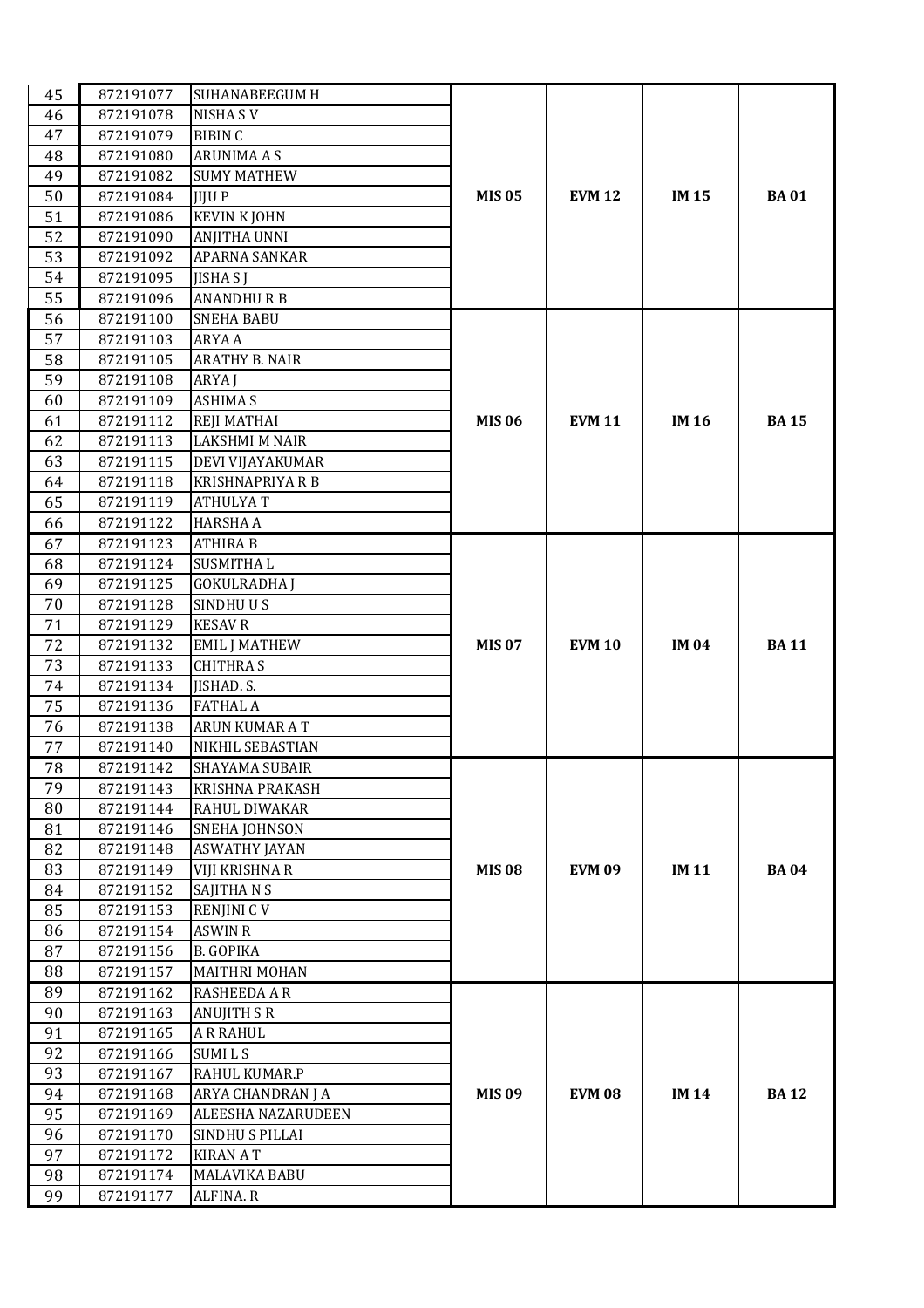| | | | | | | |
|---|---|---|---|---|---|---|
| 45 | 872191077 | SUHANABEEGUM H | **MIS 05** | **EVM 12** | **IM 15** | **BA 01** |
| 46 | 872191078 | NISHA S V | | | | |
| 47 | 872191079 | BIBIN C | | | | |
| 48 | 872191080 | ARUNIMA A S | | | | |
| 49 | 872191082 | SUMY MATHEW | | | | |
| 50 | 872191084 | JIJU P | | | | |
| 51 | 872191086 | KEVIN K JOHN | | | | |
| 52 | 872191090 | ANJITHA UNNI | | | | |
| 53 | 872191092 | APARNA SANKAR | | | | |
| 54 | 872191095 | JISHA S J | | | | |
| 55 | 872191096 | ANANDHU R B | | | | |
| 56 | 872191100 | SNEHA BABU | **MIS 06** | **EVM 11** | **IM 16** | **BA 15** |
| 57 | 872191103 | ARYA A | | | | |
| 58 | 872191105 | ARATHY B. NAIR | | | | |
| 59 | 872191108 | ARYA J | | | | |
| 60 | 872191109 | ASHIMA S | | | | |
| 61 | 872191112 | REJI MATHAI | | | | |
| 62 | 872191113 | LAKSHMI M NAIR | | | | |
| 63 | 872191115 | DEVI VIJAYAKUMAR | | | | |
| 64 | 872191118 | KRISHNAPRIYA R B | | | | |
| 65 | 872191119 | ATHULYA T | | | | |
| 66 | 872191122 | HARSHA A | | | | |
| 67 | 872191123 | ATHIRA B | **MIS 07** | **EVM 10** | **IM 04** | **BA 11** |
| 68 | 872191124 | SUSMITHA L | | | | |
| 69 | 872191125 | GOKULRADHA J | | | | |
| 70 | 872191128 | SINDHU U S | | | | |
| 71 | 872191129 | KESAV R | | | | |
| 72 | 872191132 | EMIL J MATHEW | | | | |
| 73 | 872191133 | CHITHRA S | | | | |
| 74 | 872191134 | JISHAD. S. | | | | |
| 75 | 872191136 | FATHAL A | | | | |
| 76 | 872191138 | ARUN KUMAR A T | | | | |
| 77 | 872191140 | NIKHIL SEBASTIAN | | | | |
| 78 | 872191142 | SHAYAMA SUBAIR | **MIS 08** | **EVM 09** | **IM 11** | **BA 04** |
| 79 | 872191143 | KRISHNA PRAKASH | | | | |
| 80 | 872191144 | RAHUL DIWAKAR | | | | |
| 81 | 872191146 | SNEHA JOHNSON | | | | |
| 82 | 872191148 | ASWATHY JAYAN | | | | |
| 83 | 872191149 | VIJI KRISHNA R | | | | |
| 84 | 872191152 | SAJITHA N S | | | | |
| 85 | 872191153 | RENJINI C V | | | | |
| 86 | 872191154 | ASWIN R | | | | |
| 87 | 872191156 | B. GOPIKA | | | | |
| 88 | 872191157 | MAITHRI MOHAN | | | | |
| 89 | 872191162 | RASHEEDA A R | **MIS 09** | **EVM 08** | **IM 14** | **BA 12** |
| 90 | 872191163 | ANUJITH S R | | | | |
| 91 | 872191165 | A R RAHUL | | | | |
| 92 | 872191166 | SUMI L S | | | | |
| 93 | 872191167 | RAHUL KUMAR.P | | | | |
| 94 | 872191168 | ARYA CHANDRAN J A | | | | |
| 95 | 872191169 | ALEESHA NAZARUDEEN | | | | |
| 96 | 872191170 | SINDHU S PILLAI | | | | |
| 97 | 872191172 | KIRAN A T | | | | |
| 98 | 872191174 | MALAVIKA BABU | | | | |
| 99 | 872191177 | ALFINA. R | | | | |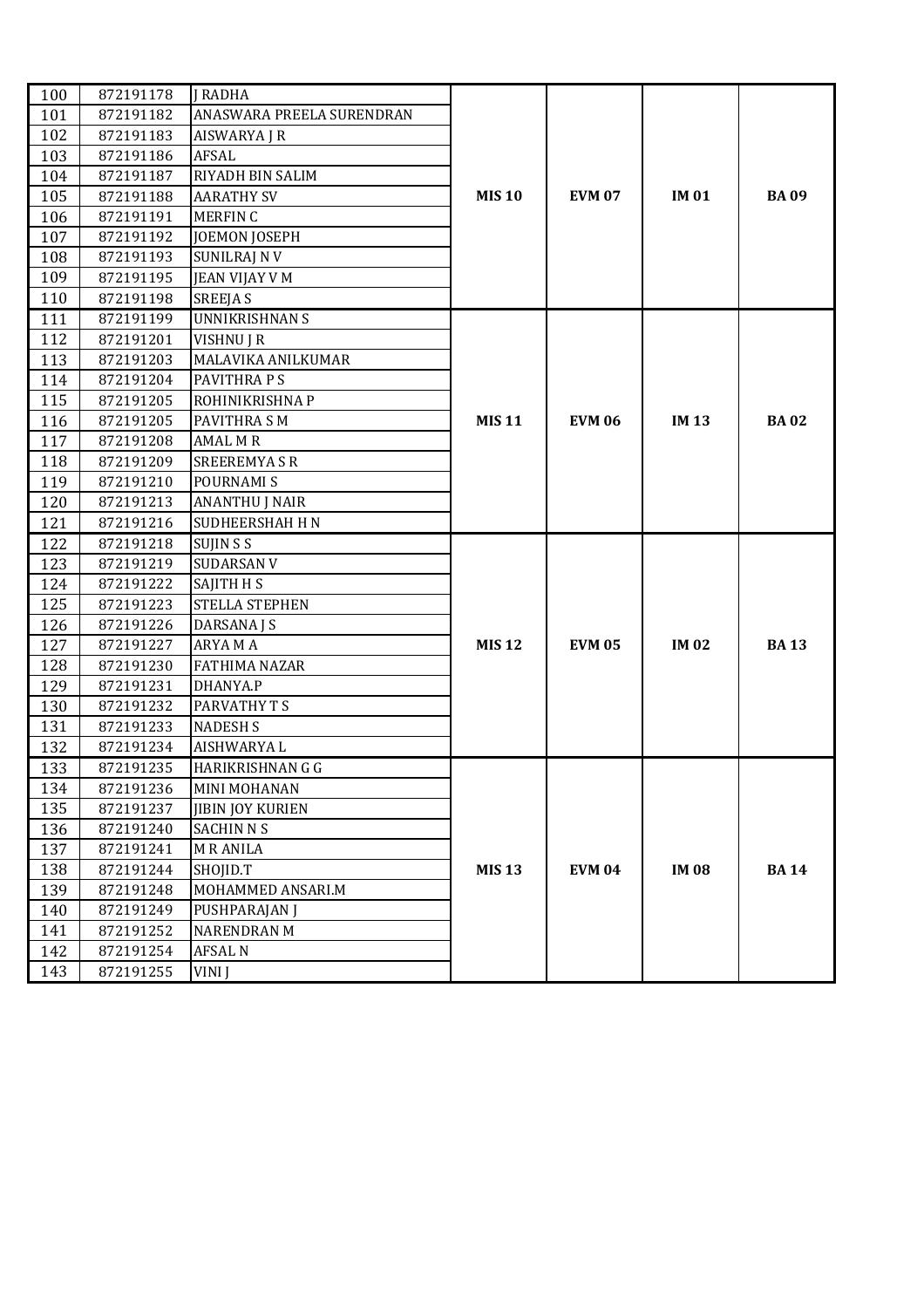| | | | | | | |
|---|---|---|---|---|---|---|
| 100 | 872191178 | J RADHA | MIS 10 | EVM 07 | IM 01 | BA 09 |
| 101 | 872191182 | ANASWARA PREELA SURENDRAN | | | | |
| 102 | 872191183 | AISWARYA J R | | | | |
| 103 | 872191186 | AFSAL | | | | |
| 104 | 872191187 | RIYADH BIN SALIM | | | | |
| 105 | 872191188 | AARATHY SV | | | | |
| 106 | 872191191 | MERFIN C | | | | |
| 107 | 872191192 | JOEMON JOSEPH | | | | |
| 108 | 872191193 | SUNILRAJ N V | | | | |
| 109 | 872191195 | JEAN VIJAY V M | | | | |
| 110 | 872191198 | SREEJA S | | | | |
| 111 | 872191199 | UNNIKRISHNAN S | MIS 11 | EVM 06 | IM 13 | BA 02 |
| 112 | 872191201 | VISHNU J R | | | | |
| 113 | 872191203 | MALAVIKA ANILKUMAR | | | | |
| 114 | 872191204 | PAVITHRA P S | | | | |
| 115 | 872191205 | ROHINIKRISHNA P | | | | |
| 116 | 872191205 | PAVITHRA S M | | | | |
| 117 | 872191208 | AMAL M R | | | | |
| 118 | 872191209 | SREEREMYA S R | | | | |
| 119 | 872191210 | POURNAMI S | | | | |
| 120 | 872191213 | ANANTHU J NAIR | | | | |
| 121 | 872191216 | SUDHEERSHAH H N | | | | |
| 122 | 872191218 | SUJIN S S | MIS 12 | EVM 05 | IM 02 | BA 13 |
| 123 | 872191219 | SUDARSAN V | | | | |
| 124 | 872191222 | SAJITH H S | | | | |
| 125 | 872191223 | STELLA STEPHEN | | | | |
| 126 | 872191226 | DARSANA J S | | | | |
| 127 | 872191227 | ARYA M A | | | | |
| 128 | 872191230 | FATHIMA NAZAR | | | | |
| 129 | 872191231 | DHANYA.P | | | | |
| 130 | 872191232 | PARVATHY T S | | | | |
| 131 | 872191233 | NADESH S | | | | |
| 132 | 872191234 | AISHWARYA L | | | | |
| 133 | 872191235 | HARIKRISHNAN G G | MIS 13 | EVM 04 | IM 08 | BA 14 |
| 134 | 872191236 | MINI MOHANAN | | | | |
| 135 | 872191237 | JIBIN JOY KURIEN | | | | |
| 136 | 872191240 | SACHIN N S | | | | |
| 137 | 872191241 | M R ANILA | | | | |
| 138 | 872191244 | SHOJID.T | | | | |
| 139 | 872191248 | MOHAMMED ANSARI.M | | | | |
| 140 | 872191249 | PUSHPARAJAN J | | | | |
| 141 | 872191252 | NARENDRAN M | | | | |
| 142 | 872191254 | AFSAL N | | | | |
| 143 | 872191255 | VINI J | | | | |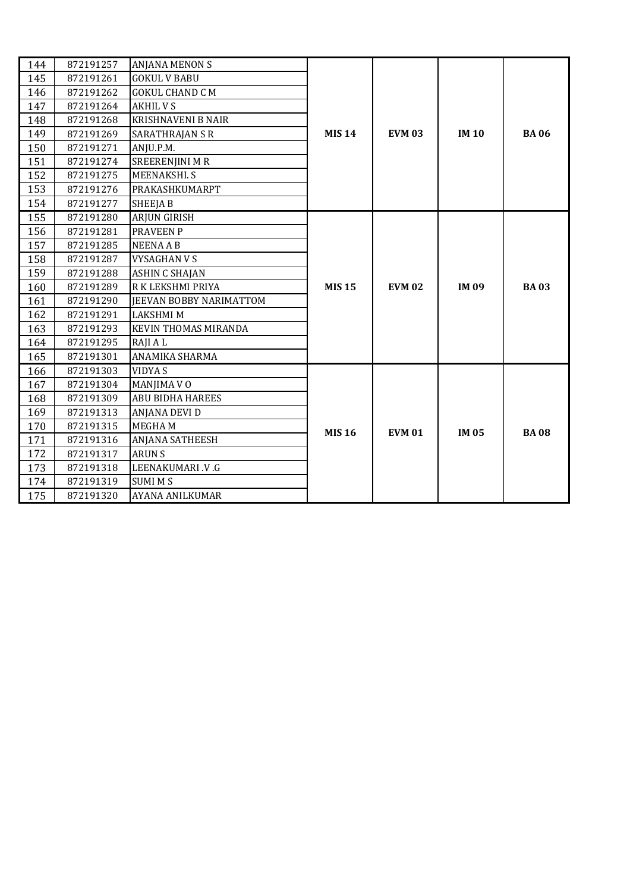| | | | | | | |
|---|---|---|---|---|---|---|
| 144 | 872191257 | ANJANA MENON S | MIS 14 | EVM 03 | IM 10 | BA 06 |
| 145 | 872191261 | GOKUL V BABU | | | | |
| 146 | 872191262 | GOKUL CHAND C M | | | | |
| 147 | 872191264 | AKHIL V S | | | | |
| 148 | 872191268 | KRISHNAVENI B NAIR | | | | |
| 149 | 872191269 | SARATHRAJAN S R | | | | |
| 150 | 872191271 | ANJU.P.M. | | | | |
| 151 | 872191274 | SREERENJINI M R | | | | |
| 152 | 872191275 | MEENAKSHI. S | | | | |
| 153 | 872191276 | PRAKASHKUMARPT | | | | |
| 154 | 872191277 | SHEEJA B | | | | |
| 155 | 872191280 | ARJUN GIRISH | MIS 15 | EVM 02 | IM 09 | BA 03 |
| 156 | 872191281 | PRAVEEN P | | | | |
| 157 | 872191285 | NEENA A B | | | | |
| 158 | 872191287 | VYSAGHAN V S | | | | |
| 159 | 872191288 | ASHIN C SHAJAN | | | | |
| 160 | 872191289 | R K LEKSHMI PRIYA | | | | |
| 161 | 872191290 | JEEVAN BOBBY NARIMATTOM | | | | |
| 162 | 872191291 | LAKSHMI M | | | | |
| 163 | 872191293 | KEVIN THOMAS MIRANDA | | | | |
| 164 | 872191295 | RAJI A L | | | | |
| 165 | 872191301 | ANAMIKA SHARMA | | | | |
| 166 | 872191303 | VIDYA S | MIS 16 | EVM 01 | IM 05 | BA 08 |
| 167 | 872191304 | MANJIMA V O | | | | |
| 168 | 872191309 | ABU BIDHA HAREES | | | | |
| 169 | 872191313 | ANJANA DEVI D | | | | |
| 170 | 872191315 | MEGHA M | | | | |
| 171 | 872191316 | ANJANA SATHEESH | | | | |
| 172 | 872191317 | ARUN S | | | | |
| 173 | 872191318 | LEENAKUMARI .V .G | | | | |
| 174 | 872191319 | SUMI M S | | | | |
| 175 | 872191320 | AYANA ANILKUMAR | | | | |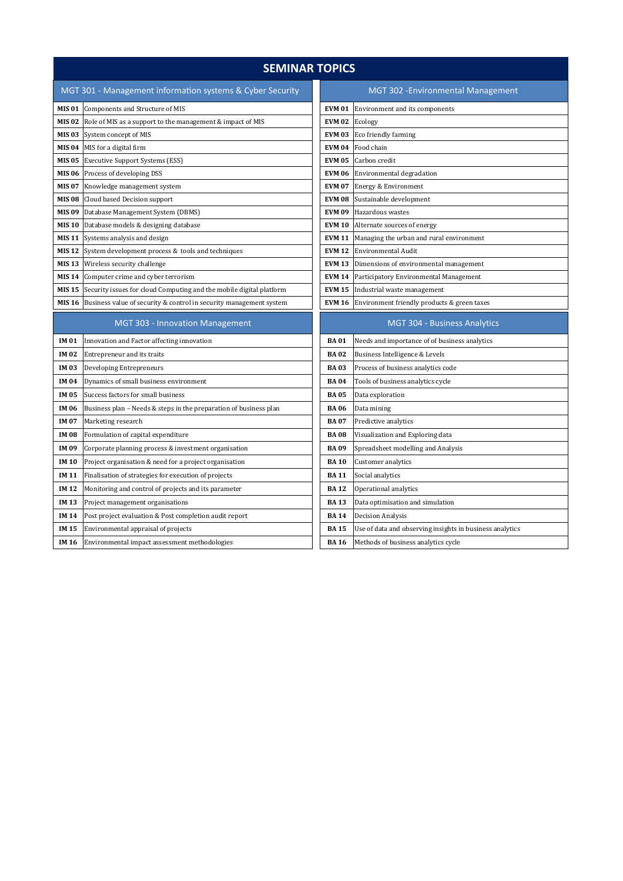# SEMINAR TOPICS

## MGT 301 - Management information systems & Cyber Security

| | |
|---|---|
| **MIS 01** | Components and Structure of MIS |
| **MIS 02** | Role of MIS as a support to the management & impact of MIS |
| **MIS 03** | System concept of MIS |
| **MIS 04** | MIS for a digital firm |
| **MIS 05** | Executive Support Systems (ESS) |
| **MIS 06** | Process of developing DSS |
| **MIS 07** | Knowledge management system |
| **MIS 08** | Cloud based Decision support |
| **MIS 09** | Database Management System (DBMS) |
| **MIS 10** | Database models & designing database |
| **MIS 11** | Systems analysis and design |
| **MIS 12** | System development process & tools and techniques |
| **MIS 13** | Wireless security challenge |
| **MIS 14** | Computer crime and cyber terrorism |
| **MIS 15** | Security issues for cloud Computing and the mobile digital platform |
| **MIS 16** | Business value of security & control in security management system |

## MGT 302 -Environmental Management

| | |
|---|---|
| **EVM 01** | Environment and its components |
| **EVM 02** | Ecology |
| **EVM 03** | Eco friendly farming |
| **EVM 04** | Food chain |
| **EVM 05** | Carbon credit |
| **EVM 06** | Environmental degradation |
| **EVM 07** | Energy & Environment |
| **EVM 08** | Sustainable development |
| **EVM 09** | Hazardous wastes |
| **EVM 10** | Alternate sources of energy |
| **EVM 11** | Managing the urban and rural environment |
| **EVM 12** | Environmental Audit |
| **EVM 13** | Dimensions of environmental management |
| **EVM 14** | Participatory Environmental Management |
| **EVM 15** | Industrial waste management |
| **EVM 16** | Environment friendly products & green taxes |

## MGT 303 - Innovation Management

| | |
|---|---|
| **IM 01** | Innovation and Factor affecting innovation |
| **IM 02** | Entrepreneur and its traits |
| **IM 03** | Developing Entrepreneurs |
| **IM 04** | Dynamics of small business environment |
| **IM 05** | Success factors for small business |
| **IM 06** | Business plan – Needs & steps in the preparation of business plan |
| **IM 07** | Marketing research |
| **IM 08** | Formulation of capital expenditure |
| **IM 09** | Corporate planning process & investment organisation |
| **IM 10** | Project organisation & need for a project organisation |
| **IM 11** | Finalisation of strategies for execution of projects |
| **IM 12** | Monitoring and control of projects and its parameter |
| **IM 13** | Project management organisations |
| **IM 14** | Post project evaluation & Post completion audit report |
| **IM 15** | Environmental appraisal of projects |
| **IM 16** | Environmental impact assessment methodologies |

## MGT 304 - Business Analytics

| | |
|---|---|
| **BA 01** | Needs and importance of of business analytics |
| **BA 02** | Business Intelligence & Levels |
| **BA 03** | Process of business analytics code |
| **BA 04** | Tools of business analytics cycle |
| **BA 05** | Data exploration |
| **BA 06** | Data mining |
| **BA 07** | Predictive analytics |
| **BA 08** | Visualization and Exploring data |
| **BA 09** | Spreadsheet modelling and Analysis |
| **BA 10** | Customer analytics |
| **BA 11** | Social analytics |
| **BA 12** | Operational analytics |
| **BA 13** | Data optimisation and simulation |
| **BA 14** | Decision Analysis |
| **BA 15** | Use of data and observing insights in business analytics |
| **BA 16** | Methods of business analytics cycle |